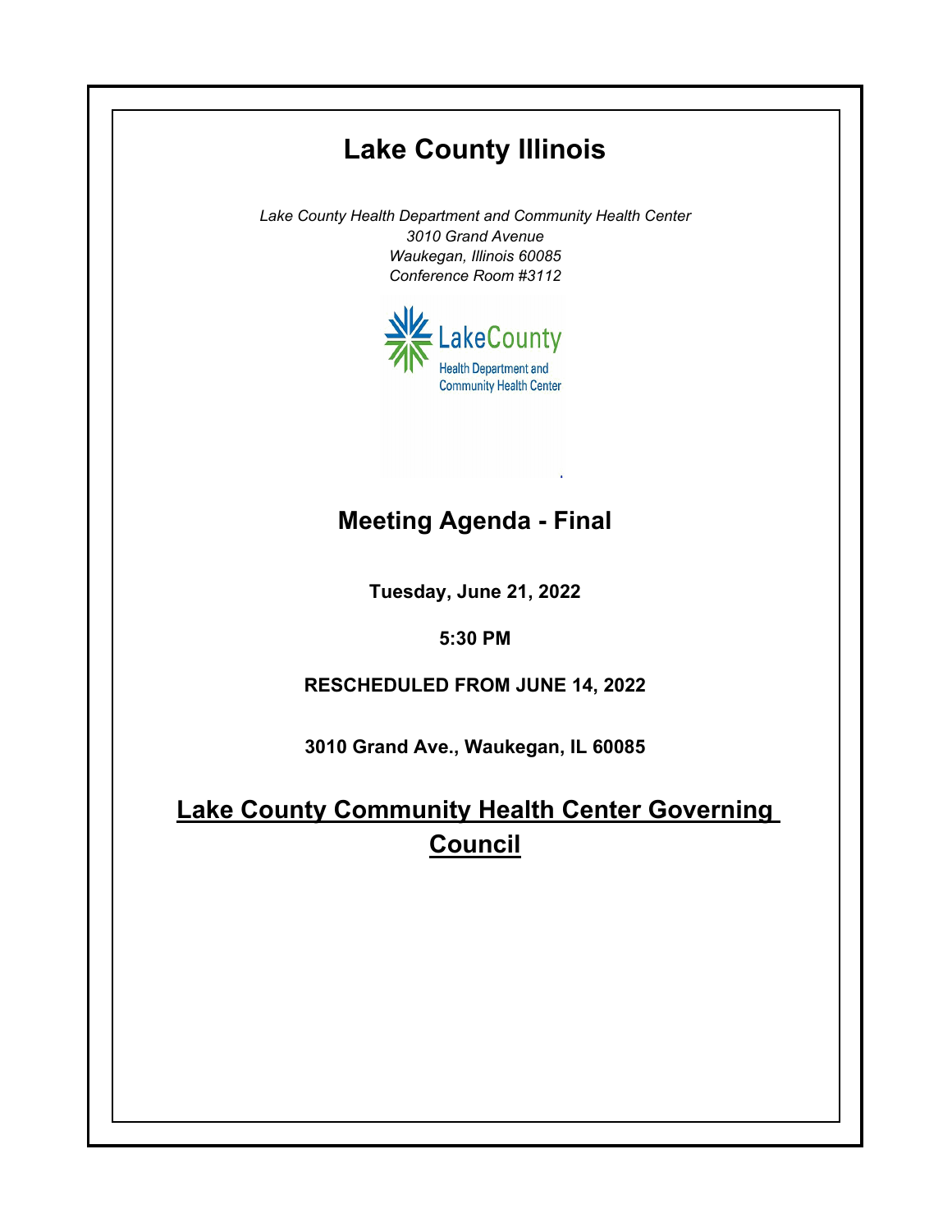# Lake County Illinois

*Lake County Health Department and Community Health Center*
*3010 Grand Avenue*
*Waukegan, Illinois 60085*
*Conference Room #3112*

## Meeting Agenda - Final

**Tuesday, June 21, 2022**

**5:30 PM**

**RESCHEDULED FROM JUNE 14, 2022**

**3010 Grand Ave., Waukegan, IL 60085**

## Lake County Community Health Center Governing Council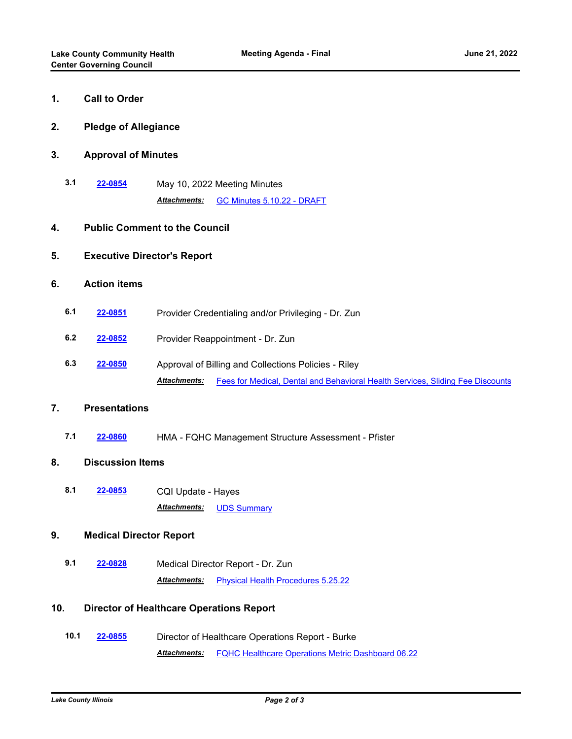## 1. Call to Order

## 2. Pledge of Allegiance

## 3. Approval of Minutes

**3.1** **22-0854** May 10, 2022 Meeting Minutes

***Attachments:*** GC Minutes 5.10.22 - DRAFT

## 4. Public Comment to the Council

## 5. Executive Director's Report

## 6. Action items

**6.1** **22-0851** Provider Credentialing and/or Privileging - Dr. Zun

**6.2** **22-0852** Provider Reappointment - Dr. Zun

**6.3** **22-0850** Approval of Billing and Collections Policies - Riley

***Attachments:*** Fees for Medical, Dental and Behavioral Health Services, Sliding Fee Discounts

## 7. Presentations

**7.1** **22-0860** HMA - FQHC Management Structure Assessment - Pfister

## 8. Discussion Items

**8.1** **22-0853** CQI Update - Hayes

***Attachments:*** UDS Summary

## 9. Medical Director Report

**9.1** **22-0828** Medical Director Report - Dr. Zun

***Attachments:*** Physical Health Procedures 5.25.22

## 10. Director of Healthcare Operations Report

**10.1** **22-0855** Director of Healthcare Operations Report - Burke

***Attachments:*** FQHC Healthcare Operations Metric Dashboard 06.22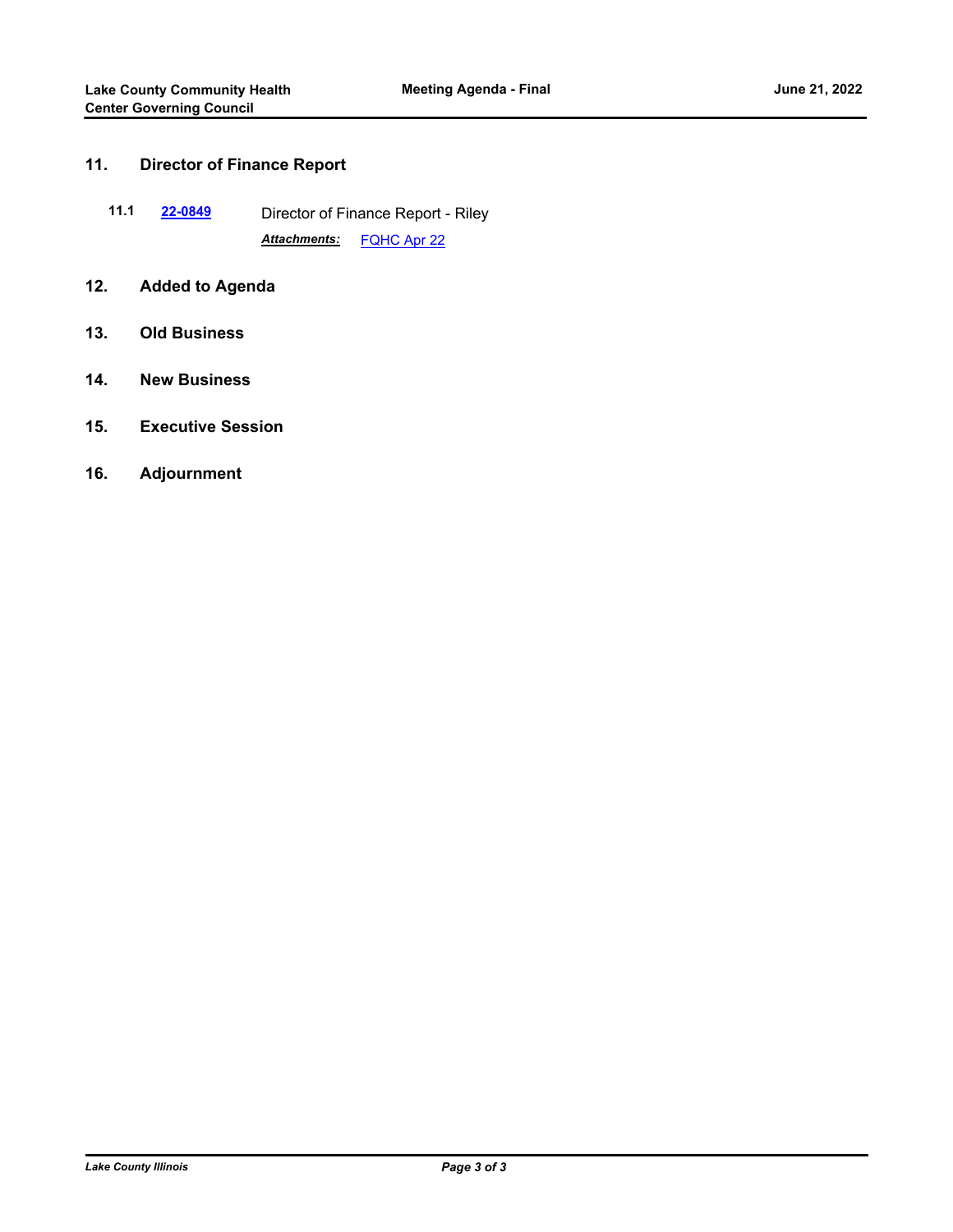## 11. Director of Finance Report

**11.1** **22-0849** Director of Finance Report - Riley

***Attachments:*** FQHC Apr 22

## 12. Added to Agenda

## 13. Old Business

## 14. New Business

## 15. Executive Session

## 16. Adjournment